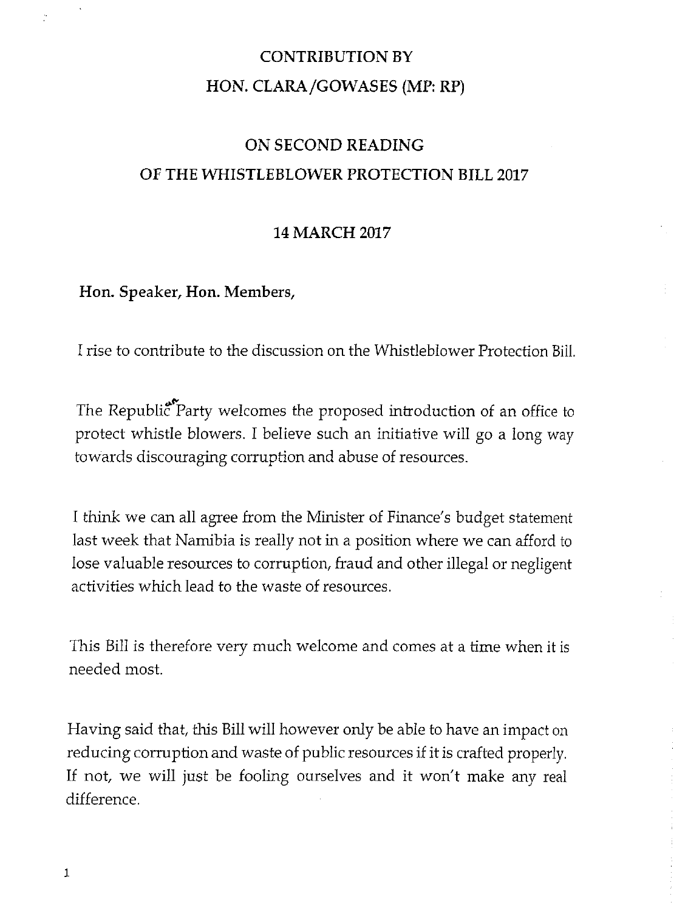# CONTRIBUTION BY
# HON. CLARA/GOWASES (MP: RP)

## ON SECOND READING
## OF THE WHISTLEBLOWER PROTECTION BILL 2017

### 14 MARCH 2017

**Hon. Speaker, Hon. Members,**

I rise to contribute to the discussion on the Whistleblower Protection Bill.

The Republic Party welcomes the proposed introduction of an office to protect whistle blowers. I believe such an initiative will go a long way towards discouraging corruption and abuse of resources.

I think we can all agree from the Minister of Finance's budget statement last week that Namibia is really not in a position where we can afford to lose valuable resources to corruption, fraud and other illegal or negligent activities which lead to the waste of resources.

This Bill is therefore very much welcome and comes at a time when it is needed most.

Having said that, this Bill will however only be able to have an impact on reducing corruption and waste of public resources if it is crafted properly. If not, we will just be fooling ourselves and it won't make any real difference.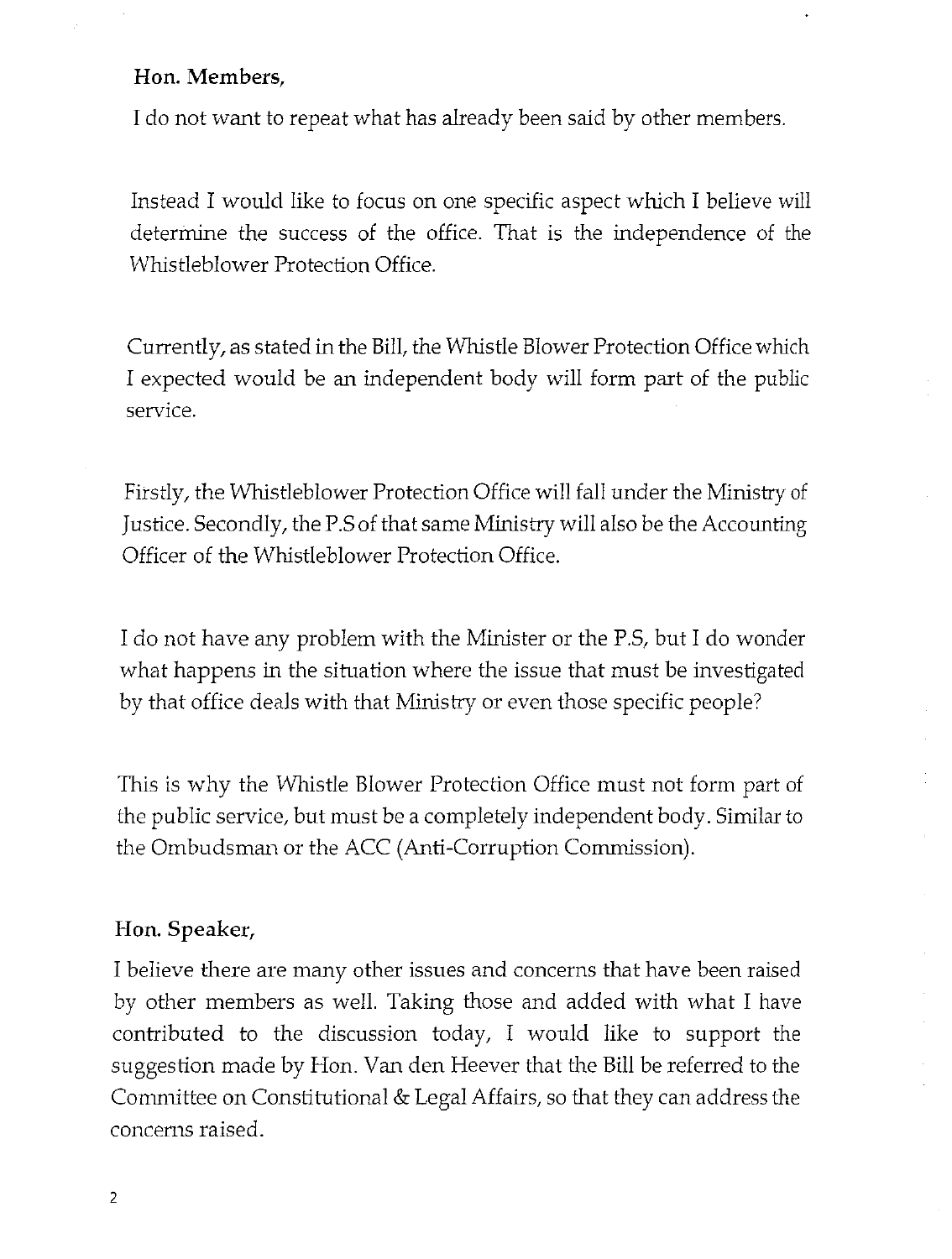**Hon. Members,**

I do not want to repeat what has already been said by other members.

Instead I would like to focus on one specific aspect which I believe will determine the success of the office. That is the independence of the Whistleblower Protection Office.

Currently, as stated in the Bill, the Whistle Blower Protection Office which I expected would be an independent body will form part of the public service.

Firstly, the Whistleblower Protection Office will fall under the Ministry of Justice. Secondly, the P.S of that same Ministry will also be the Accounting Officer of the Whistleblower Protection Office.

I do not have any problem with the Minister or the P.S, but I do wonder what happens in the situation where the issue that must be investigated by that office deals with that Ministry or even those specific people?

This is why the Whistle Blower Protection Office must not form part of the public service, but must be a completely independent body. Similar to the Ombudsman or the ACC (Anti-Corruption Commission).

**Hon. Speaker,**

I believe there are many other issues and concerns that have been raised by other members as well. Taking those and added with what I have contributed to the discussion today, I would like to support the suggestion made by Hon. Van den Heever that the Bill be referred to the Committee on Constitutional & Legal Affairs, so that they can address the concerns raised.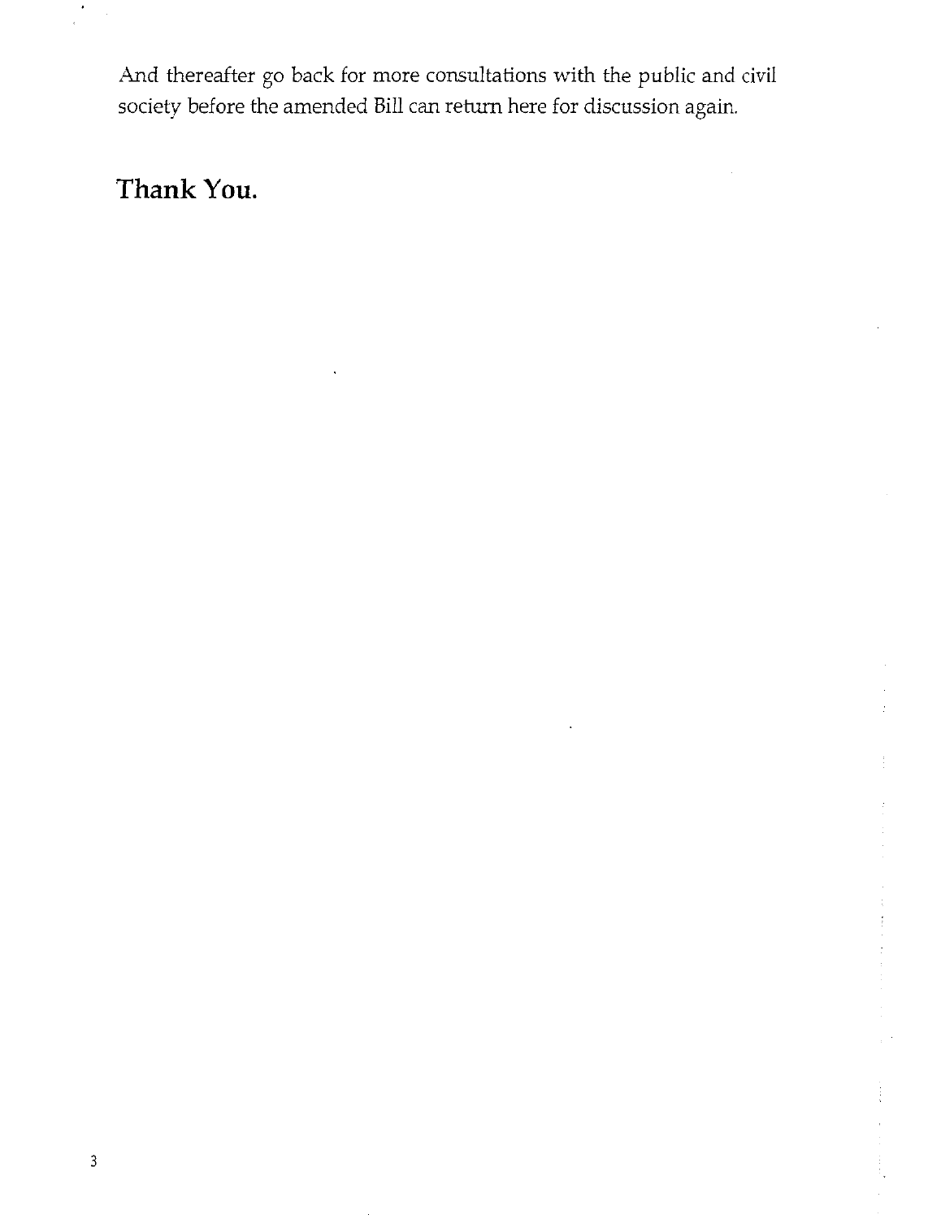And thereafter go back for more consultations with the public and civil society before the amended Bill can return here for discussion again.

**Thank You.**